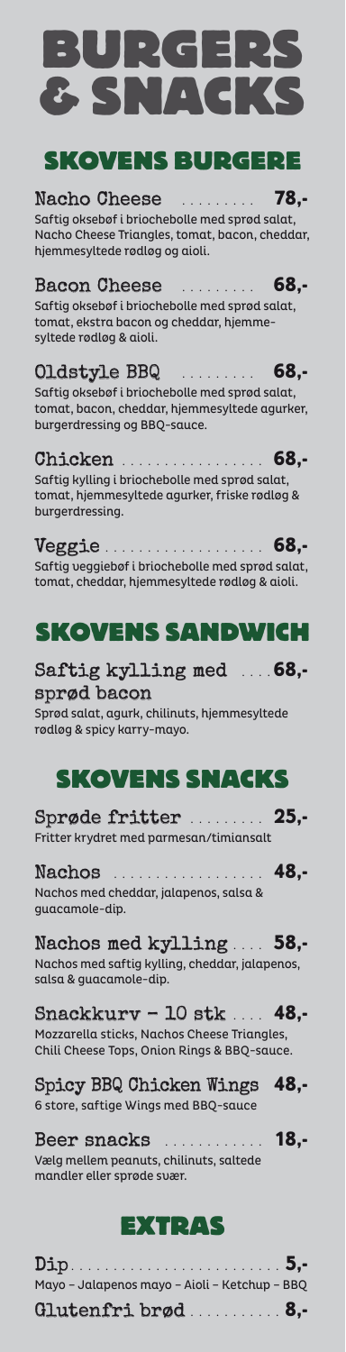# BURGERS & SNACKS

## SKOVENS BURGERE

**Nacho Cheese** ......... **78,-**
Saftig oksebøf i briochebolle med sprød salat, Nacho Cheese Triangles, tomat, bacon, cheddar, hjemmesyltede rødløg og aioli.

**Bacon Cheese** ......... **68,-**
Saftig oksebøf i briochebolle med sprød salat, tomat, ekstra bacon og cheddar, hjemme-syltede rødløg & aioli.

**Oldstyle BBQ** ......... **68,-**
Saftig oksebøf i briochebolle med sprød salat, tomat, bacon, cheddar, hjemmesyltede agurker, burgerdressing og BBQ-sauce.

**Chicken** ................. **68,-**
Saftig kylling i briochebolle med sprød salat, tomat, hjemmesyltede agurker, friske rødløg & burgerdressing.

**Veggie** ................... **68,-**
Saftig veggiebøf i briochebolle med sprød salat, tomat, cheddar, hjemmesyltede rødløg & aioli.

## SKOVENS SANDWICH

**Saftig kylling med sprød bacon** .... **68,-**
Sprød salat, agurk, chilinuts, hjemmesyltede rødløg & spicy karry-mayo.

## SKOVENS SNACKS

**Sprøde fritter** ......... **25,-**
Fritter krydret med parmesan/timiansalt

**Nachos** .................. **48,-**
Nachos med cheddar, jalapenos, salsa & guacamole-dip.

**Nachos med kylling** .... **58,-**
Nachos med saftig kylling, cheddar, jalapenos, salsa & guacamole-dip.

**Snackkurv – 10 stk** .... **48,-**
Mozzarella sticks, Nachos Cheese Triangles, Chili Cheese Tops, Onion Rings & BBQ-sauce.

**Spicy BBQ Chicken Wings** **48,-**
6 store, saftige Wings med BBQ-sauce

**Beer snacks** ............ **18,-**
Vælg mellem peanuts, chilinuts, saltede mandler eller sprøde svær.

## EXTRAS

**Dip** ......................... **5,-**
Mayo – Jalapenos mayo – Aioli – Ketchup – BBQ

**Glutenfri brød** .......... **8,-**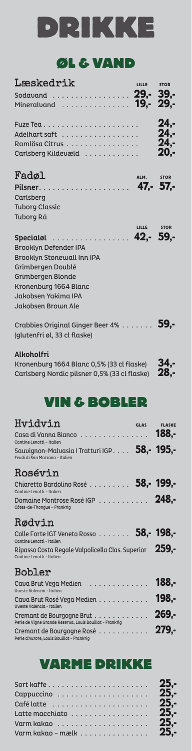# DRIKKE

## ØL & VAND

### Læskedrik

| | LILLE | STOR |
|---|---|---|
| Sodavand | 29,- | 39,- |
| Mineralvand | 19,- | 29,- |

| | |
|---|---|
| Fuze Tea | 24,- |
| Adelhart saft | 24,- |
| Ramlösa Citrus | 24,- |
| Carlsberg Kildevæld | 20,- |

### Fadøl

| | ALM. | STOR |
|---|---|---|
| **Pilsner** | 47,- | 57,- |

Carlsberg
Tuborg Classic
Tuborg Rå

| | LILLE | STOR |
|---|---|---|
| **Specialøl** | 42,- | 59,- |

Brooklyn Defender IPA
Brooklyn Stonewall Inn IPA
Grimbergen Doublé
Grimbergen Blonde
Kronenburg 1664 Blanc
Jakobsen Yakima IPA
Jakobsen Brown Ale

Crabbies Original Ginger Beer 4% ........ **59,-**
(glutenfri øl, 33 cl flaske)

**Alkoholfri**

| | |
|---|---|
| Kronenburg 1664 Blanc 0,5% (33 cl flaske) | 34,- |
| Carlsberg Nordic pilsner 0,5% (33 cl flaske) | 28,- |

## VIN & BOBLER

### Hvidvin

| | GLAS | FLASKE |
|---|---|---|
| Casa di Vanna Bianco<br>Cantine Lenotti - Italien | | 188,- |
| Sauvignon-Malvasia I Tratturi IGP<br>Feudi di San Marzano - Italien | 58,- | 195,- |

### Rosévin

| | GLAS | FLASKE |
|---|---|---|
| Chiaretto Bardolino Rosé<br>Cantine Lenotti - Italien | 58,- | 199,- |
| Domaine Montrose Rosé IGP<br>Côtes-de-Thongue - Frankrig | | 248,- |

### Rødvin

| | GLAS | FLASKE |
|---|---|---|
| Colle Forte IGT Veneto Rosso<br>Cantine Lenotti - Italien | 58,- | 198,- |
| Ripasso Costa Regale Valpolicella Clas. Superior<br>Cantine Lenotti - Italien | | 259,- |

### Bobler

| | FLASKE |
|---|---|
| Cava Brut Vega Medien<br>Uveste Valencia - Italien | 188,- |
| Cava Brut Rosé Vega Medien<br>Uveste Valencia - Italien | 198,- |
| Cremant de Bourgogne Brut<br>Perle de Vigne Grande Reserva, Louis Bouillot - Frankrig | 269,- |
| Cremant de Bourgogne Rosé<br>Perle d'Aurore, Louis Bouillot - Frankrig | 279,- |

## VARME DRIKKE

| | |
|---|---|
| Sort kaffe | 25,- |
| Cappuccino | 25,- |
| Café latte | 25,- |
| Latte macchiato | 25,- |
| Varm kakao | 25,- |
| Varm kakao – mælk | 25,- |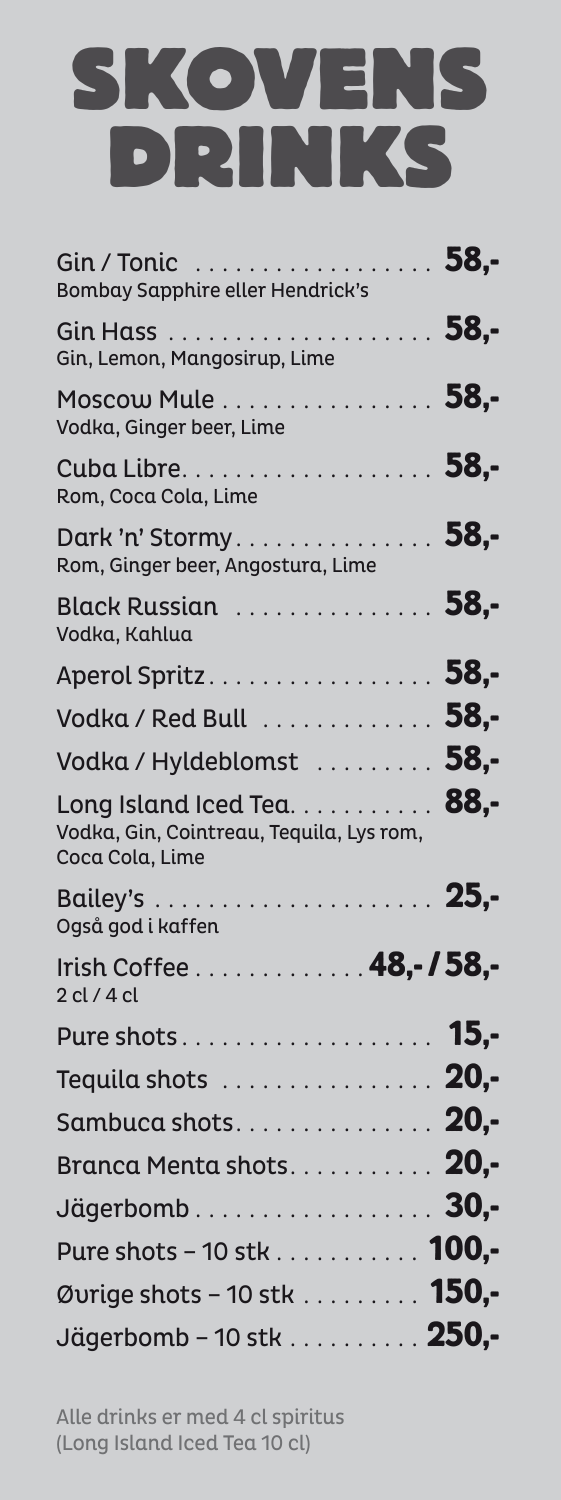# SKOVENS DRINKS

**Gin / Tonic** ... **58,-**
Bombay Sapphire eller Hendrick's

**Gin Hass** ... **58,-**
Gin, Lemon, Mangosirup, Lime

**Moscow Mule** ... **58,-**
Vodka, Ginger beer, Lime

**Cuba Libre** ... **58,-**
Rom, Coca Cola, Lime

**Dark 'n' Stormy** ... **58,-**
Rom, Ginger beer, Angostura, Lime

**Black Russian** ... **58,-**
Vodka, Kahlua

**Aperol Spritz** ... **58,-**

**Vodka / Red Bull** ... **58,-**

**Vodka / Hyldeblomst** ... **58,-**

**Long Island Iced Tea** ... **88,-**
Vodka, Gin, Cointreau, Tequila, Lys rom, Coca Cola, Lime

**Bailey's** ... **25,-**
Også god i kaffen

**Irish Coffee** ... **48,- / 58,-**
2 cl / 4 cl

**Pure shots** ... **15,-**

**Tequila shots** ... **20,-**

**Sambuca shots** ... **20,-**

**Branca Menta shots** ... **20,-**

**Jägerbomb** ... **30,-**

**Pure shots – 10 stk** ... **100,-**

**Øvrige shots – 10 stk** ... **150,-**

**Jägerbomb – 10 stk** ... **250,-**

Alle drinks er med 4 cl spiritus
(Long Island Iced Tea 10 cl)